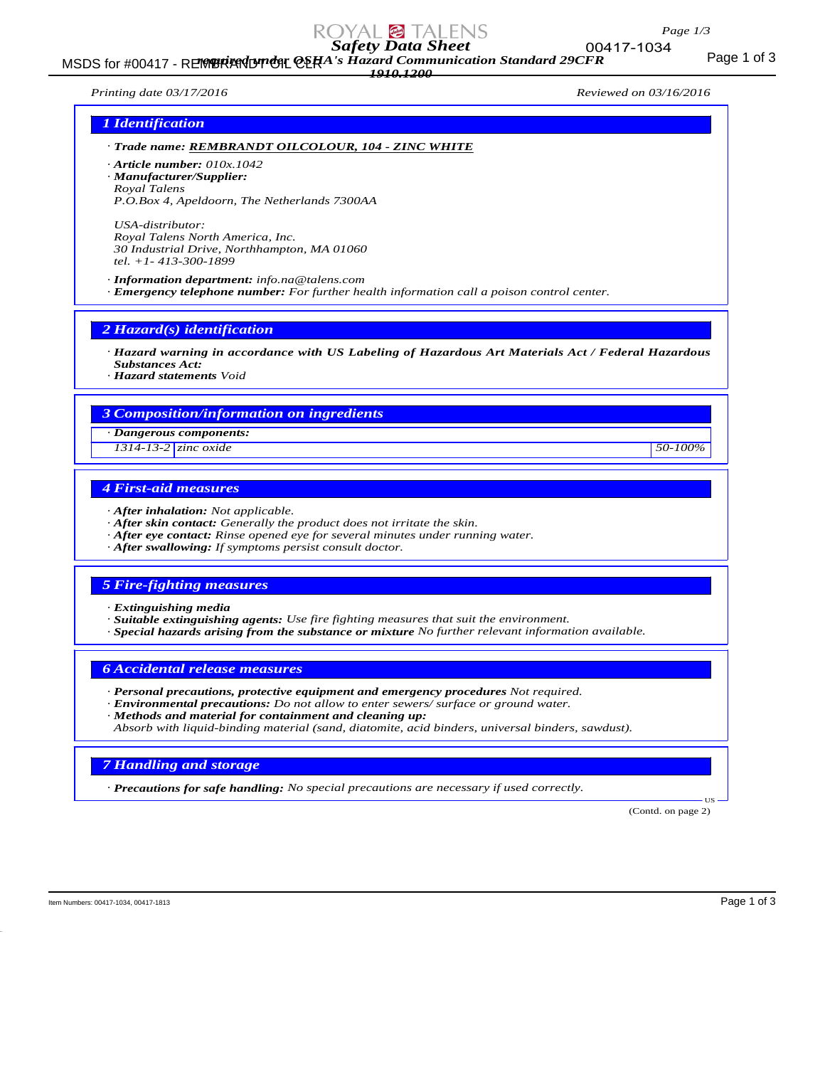# Safety Data Sheet

*required under OSHA's Hazard Communication Standard 29CFR 1910.1200*

Printing date 03/17/2016 Reviewed on 03/16/2016

## 1 Identification

- **Trade name:** **REMBRANDT OILCOLOUR, 104 - ZINC WHITE**
- **Article number:** 010x.1042
- **Manufacturer/Supplier:**
  Royal Talens
  P.O.Box 4, Apeldoorn, The Netherlands 7300AA

  USA-distributor:
  Royal Talens North America, Inc.
  30 Industrial Drive, Northhampton, MA 01060
  tel. +1- 413-300-1899
- **Information department:** info.na@talens.com
- **Emergency telephone number:** For further health information call a poison control center.

## 2 Hazard(s) identification

- **Hazard warning in accordance with US Labeling of Hazardous Art Materials Act / Federal Hazardous Substances Act:**
- **Hazard statements** Void

## 3 Composition/information on ingredients

| · Dangerous components: | | |
|---|---|---|
| 1314-13-2 | zinc oxide | 50-100% |

## 4 First-aid measures

- **After inhalation:** Not applicable.
- **After skin contact:** Generally the product does not irritate the skin.
- **After eye contact:** Rinse opened eye for several minutes under running water.
- **After swallowing:** If symptoms persist consult doctor.

## 5 Fire-fighting measures

- **Extinguishing media**
- **Suitable extinguishing agents:** Use fire fighting measures that suit the environment.
- **Special hazards arising from the substance or mixture** No further relevant information available.

## 6 Accidental release measures

- **Personal precautions, protective equipment and emergency procedures** Not required.
- **Environmental precautions:** Do not allow to enter sewers/ surface or ground water.
- **Methods and material for containment and cleaning up:**
  Absorb with liquid-binding material (sand, diatomite, acid binders, universal binders, sawdust).

## 7 Handling and storage

- **Precautions for safe handling:** No special precautions are necessary if used correctly.

(Contd. on page 2)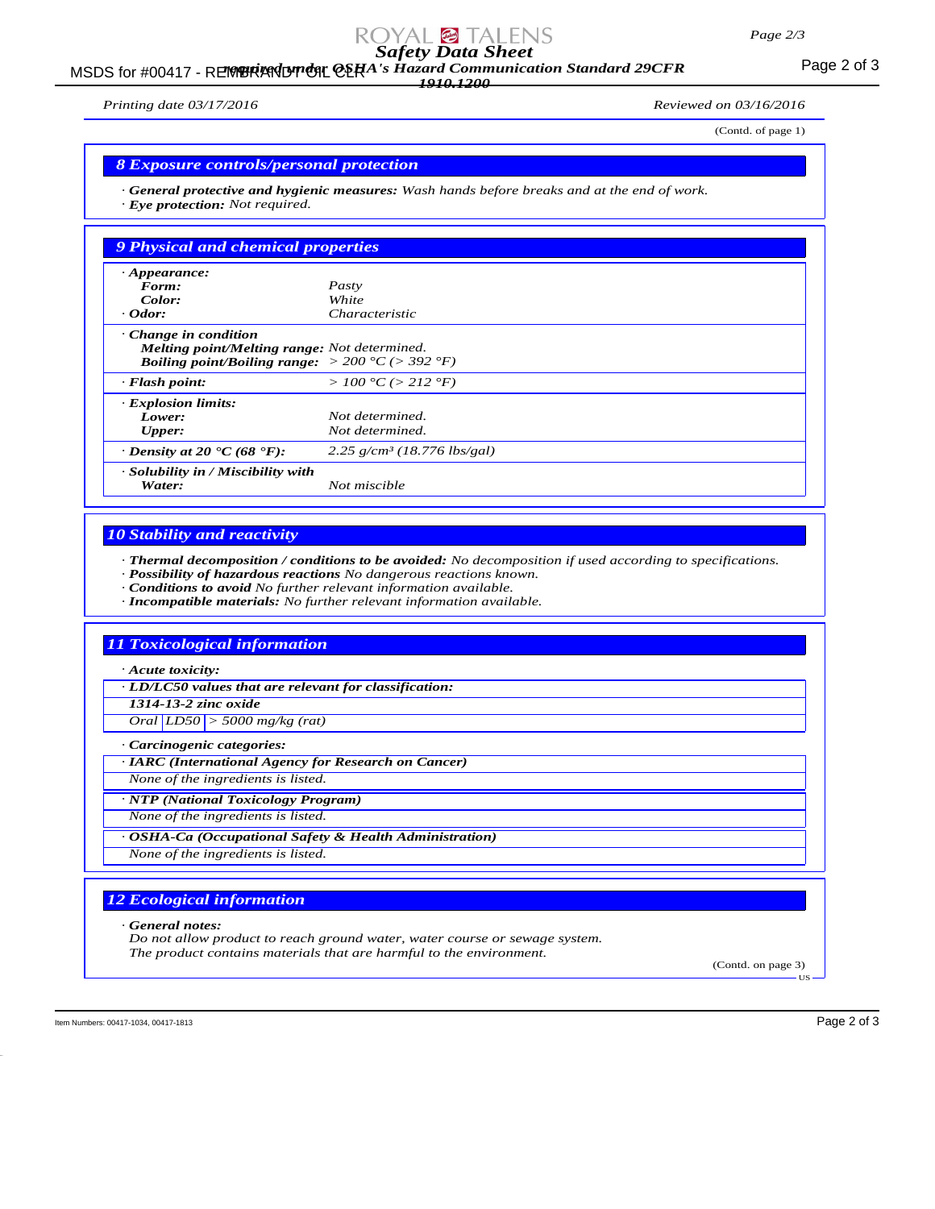(Contd. of page 1)

## 8 Exposure controls/personal protection

· **General protective and hygienic measures:** *Wash hands before breaks and at the end of work.*
· **Eye protection:** *Not required.*

## 9 Physical and chemical properties

| | |
|---|---|
| · **Appearance:** | |
| **Form:** | *Pasty* |
| **Color:** | *White* |
| · **Odor:** | *Characteristic* |
| · **Change in condition** | |
| **Melting point/Melting range:** | *Not determined.* |
| **Boiling point/Boiling range:** | *> 200 °C (> 392 °F)* |
| · **Flash point:** | *> 100 °C (> 212 °F)* |
| · **Explosion limits:** | |
| **Lower:** | *Not determined.* |
| **Upper:** | *Not determined.* |
| · **Density at 20 °C (68 °F):** | *2.25 g/cm³ (18.776 lbs/gal)* |
| · **Solubility in / Miscibility with** | |
| **Water:** | *Not miscible* |

## 10 Stability and reactivity

· **Thermal decomposition / conditions to be avoided:** *No decomposition if used according to specifications.*
· **Possibility of hazardous reactions** *No dangerous reactions known.*
· **Conditions to avoid** *No further relevant information available.*
· **Incompatible materials:** *No further relevant information available.*

## 11 Toxicological information

· **Acute toxicity:**

· **LD/LC50 values that are relevant for classification:**

| **1314-13-2 zinc oxide** | | |
|---|---|---|
| *Oral* | *LD50* | *> 5000 mg/kg (rat)* |

· **Carcinogenic categories:**

· **IARC (International Agency for Research on Cancer)**
*None of the ingredients is listed.*

· **NTP (National Toxicology Program)**
*None of the ingredients is listed.*

· **OSHA-Ca (Occupational Safety & Health Administration)**
*None of the ingredients is listed.*

## 12 Ecological information

· **General notes:**
*Do not allow product to reach ground water, water course or sewage system.*
*The product contains materials that are harmful to the environment.*

(Contd. on page 3)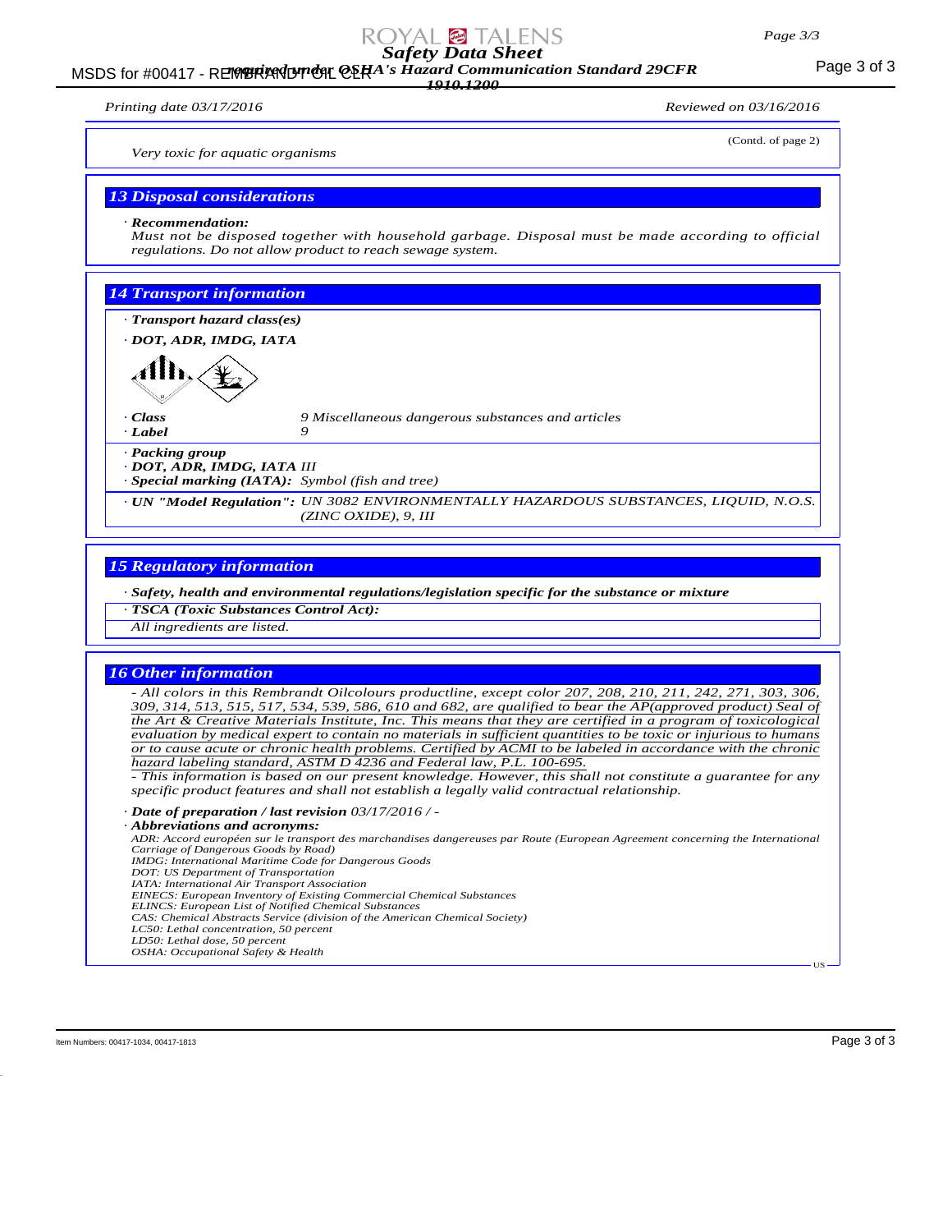(Contd. of page 2)

*Very toxic for aquatic organisms*

## *13 Disposal considerations*

· ***Recommendation:***
*Must not be disposed together with household garbage. Disposal must be made according to official regulations. Do not allow product to reach sewage system.*

## *14 Transport information*

· ***Transport hazard class(es)***

· ***DOT, ADR, IMDG, IATA***

· ***Class*** *9 Miscellaneous dangerous substances and articles*
· ***Label*** *9*

· ***Packing group***
· ***DOT, ADR, IMDG, IATA*** *III*
· ***Special marking (IATA):*** *Symbol (fish and tree)*

· ***UN "Model Regulation":*** *UN 3082 ENVIRONMENTALLY HAZARDOUS SUBSTANCES, LIQUID, N.O.S. (ZINC OXIDE), 9, III*

## *15 Regulatory information*

· ***Safety, health and environmental regulations/legislation specific for the substance or mixture***
· ***TSCA (Toxic Substances Control Act):***
*All ingredients are listed.*

## *16 Other information*

*- All colors in this Rembrandt Oilcolours productline, except color 207, 208, 210, 211, 242, 271, 303, 306, 309, 314, 513, 515, 517, 534, 539, 586, 610 and 682, are qualified to bear the AP(approved product) Seal of the Art & Creative Materials Institute, Inc. This means that they are certified in a program of toxicological evaluation by medical expert to contain no materials in sufficient quantities to be toxic or injurious to humans or to cause acute or chronic health problems. Certified by ACMI to be labeled in accordance with the chronic hazard labeling standard, ASTM D 4236 and Federal law, P.L. 100-695.*
*- This information is based on our present knowledge. However, this shall not constitute a guarantee for any specific product features and shall not establish a legally valid contractual relationship.*

· ***Date of preparation / last revision*** *03/17/2016 / -*
· ***Abbreviations and acronyms:***
*ADR: Accord européen sur le transport des marchandises dangereuses par Route (European Agreement concerning the International Carriage of Dangerous Goods by Road)*
*IMDG: International Maritime Code for Dangerous Goods*
*DOT: US Department of Transportation*
*IATA: International Air Transport Association*
*EINECS: European Inventory of Existing Commercial Chemical Substances*
*ELINCS: European List of Notified Chemical Substances*
*CAS: Chemical Abstracts Service (division of the American Chemical Society)*
*LC50: Lethal concentration, 50 percent*
*LD50: Lethal dose, 50 percent*
*OSHA: Occupational Safety & Health*

Item Numbers: 00417-1034, 00417-1813